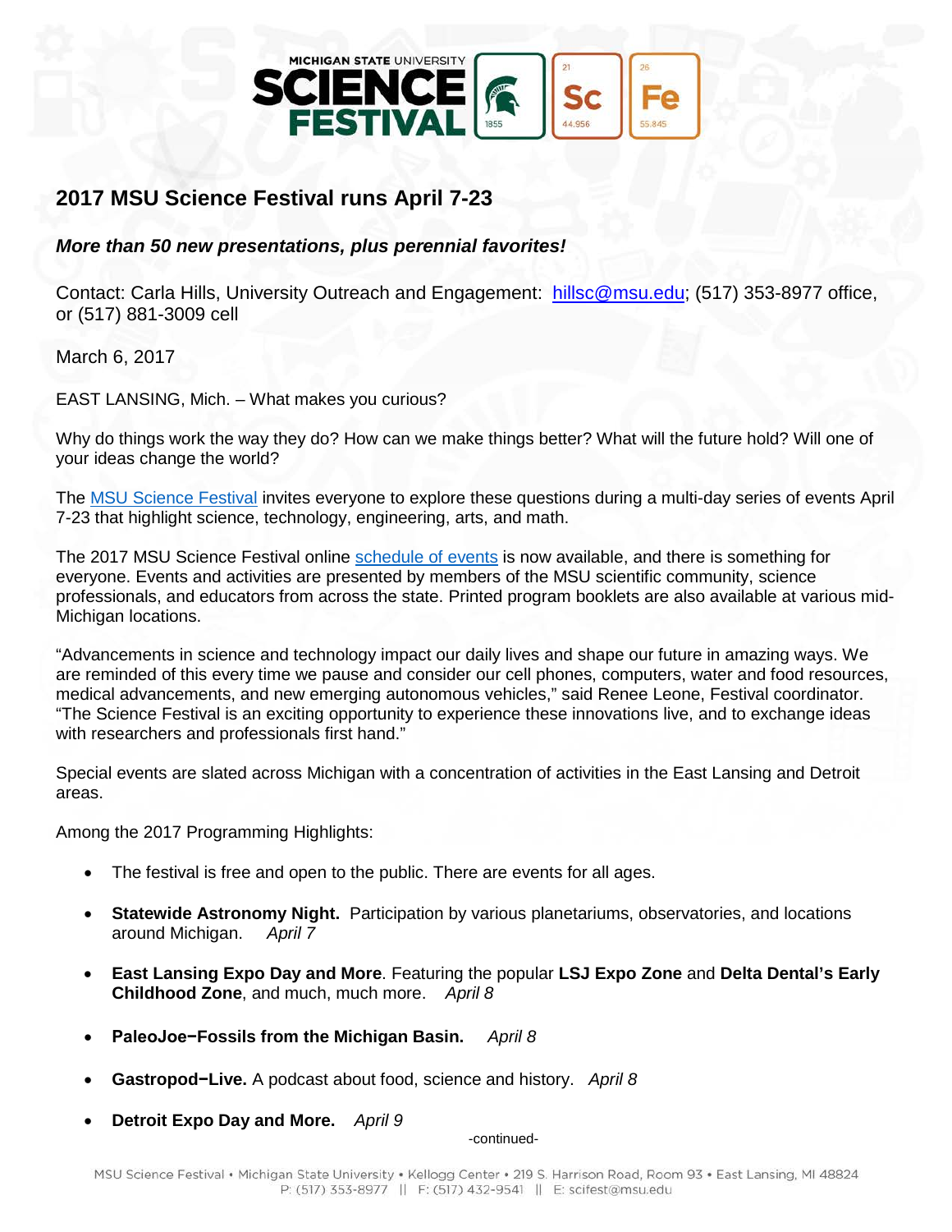MICHIGAN STATE UNIVERSITY SCIENCE FESTIVAL

## 2017 MSU Science Festival runs April 7-23

***More than 50 new presentations, plus perennial favorites!***

Contact: Carla Hills, University Outreach and Engagement: hillsc@msu.edu; (517) 353-8977 office, or (517) 881-3009 cell

March 6, 2017

EAST LANSING, Mich. – What makes you curious?

Why do things work the way they do? How can we make things better? What will the future hold? Will one of your ideas change the world?

The MSU Science Festival invites everyone to explore these questions during a multi-day series of events April 7-23 that highlight science, technology, engineering, arts, and math.

The 2017 MSU Science Festival online schedule of events is now available, and there is something for everyone. Events and activities are presented by members of the MSU scientific community, science professionals, and educators from across the state. Printed program booklets are also available at various mid-Michigan locations.

"Advancements in science and technology impact our daily lives and shape our future in amazing ways. We are reminded of this every time we pause and consider our cell phones, computers, water and food resources, medical advancements, and new emerging autonomous vehicles," said Renee Leone, Festival coordinator. "The Science Festival is an exciting opportunity to experience these innovations live, and to exchange ideas with researchers and professionals first hand."

Special events are slated across Michigan with a concentration of activities in the East Lansing and Detroit areas.

Among the 2017 Programming Highlights:

- The festival is free and open to the public. There are events for all ages.
- **Statewide Astronomy Night.** Participation by various planetariums, observatories, and locations around Michigan. *April 7*
- **East Lansing Expo Day and More**. Featuring the popular **LSJ Expo Zone** and **Delta Dental's Early Childhood Zone**, and much, much more. *April 8*
- **PaleoJoe−Fossils from the Michigan Basin.** *April 8*
- **Gastropod−Live.** A podcast about food, science and history. *April 8*
- **Detroit Expo Day and More.** *April 9*

-continued-

MSU Science Festival • Michigan State University • Kellogg Center • 219 S. Harrison Road, Room 93 • East Lansing, MI 48824
P: (517) 353-8977 || F: (517) 432-9541 || E: scifest@msu.edu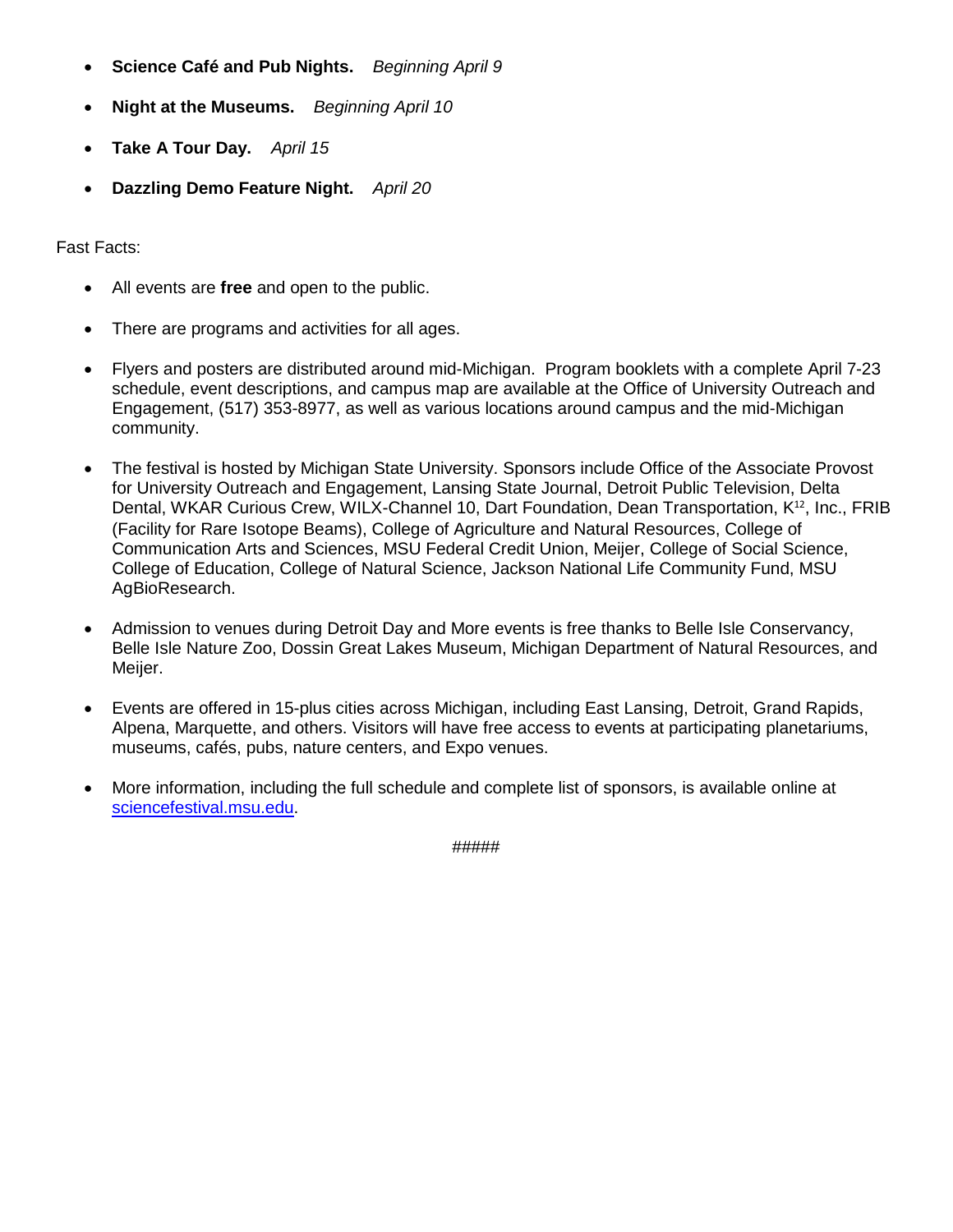- **Science Café and Pub Nights.** *Beginning April 9*
- **Night at the Museums.** *Beginning April 10*
- **Take A Tour Day.** *April 15*
- **Dazzling Demo Feature Night.** *April 20*

Fast Facts:

- All events are **free** and open to the public.
- There are programs and activities for all ages.
- Flyers and posters are distributed around mid-Michigan. Program booklets with a complete April 7-23 schedule, event descriptions, and campus map are available at the Office of University Outreach and Engagement, (517) 353-8977, as well as various locations around campus and the mid-Michigan community.
- The festival is hosted by Michigan State University. Sponsors include Office of the Associate Provost for University Outreach and Engagement, Lansing State Journal, Detroit Public Television, Delta Dental, WKAR Curious Crew, WILX-Channel 10, Dart Foundation, Dean Transportation, $K^{12}$, Inc., FRIB (Facility for Rare Isotope Beams), College of Agriculture and Natural Resources, College of Communication Arts and Sciences, MSU Federal Credit Union, Meijer, College of Social Science, College of Education, College of Natural Science, Jackson National Life Community Fund, MSU AgBioResearch.
- Admission to venues during Detroit Day and More events is free thanks to Belle Isle Conservancy, Belle Isle Nature Zoo, Dossin Great Lakes Museum, Michigan Department of Natural Resources, and Meijer.
- Events are offered in 15-plus cities across Michigan, including East Lansing, Detroit, Grand Rapids, Alpena, Marquette, and others. Visitors will have free access to events at participating planetariums, museums, cafés, pubs, nature centers, and Expo venues.
- More information, including the full schedule and complete list of sponsors, is available online at [sciencefestival.msu.edu](sciencefestival.msu.edu).

#####